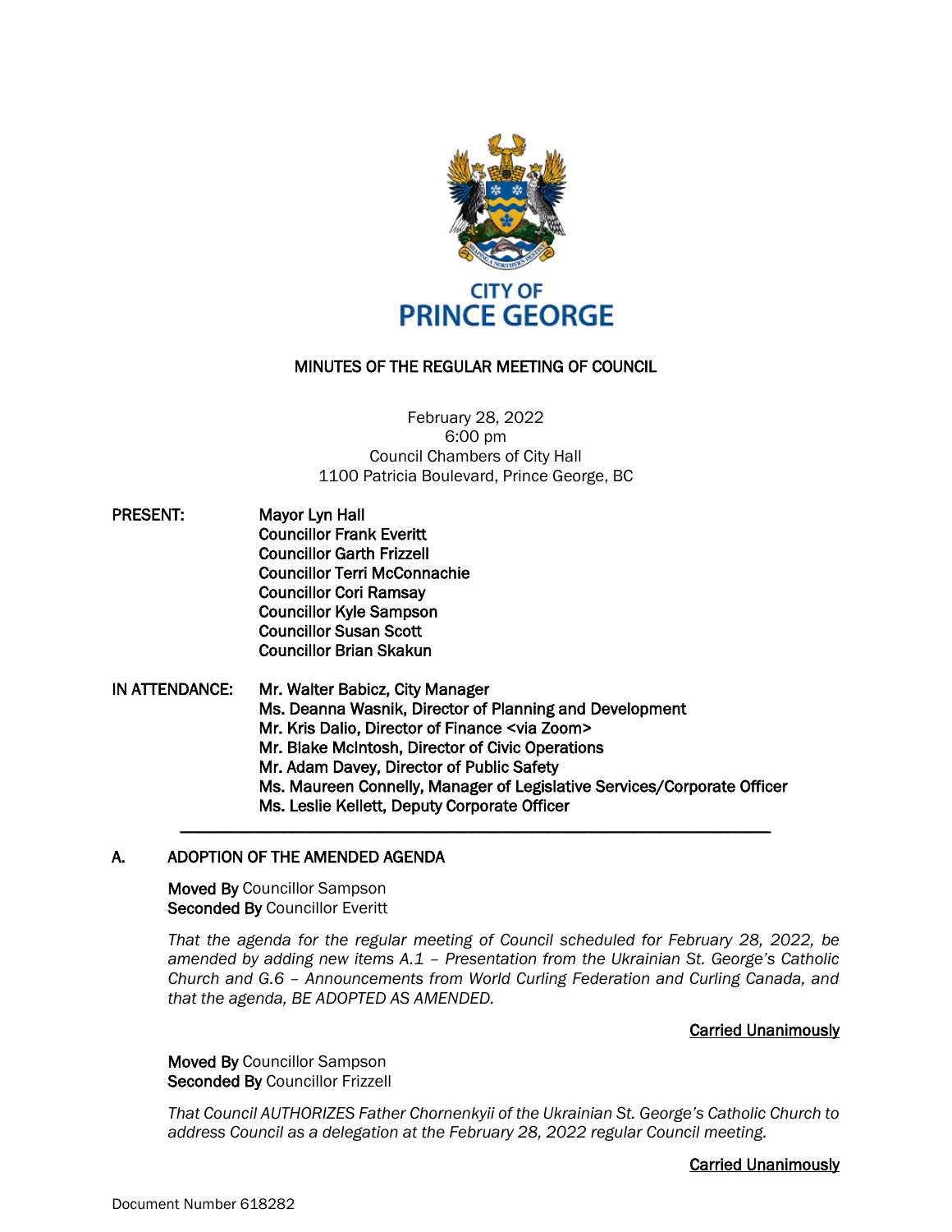CITY OF
PRINCE GEORGE

# MINUTES OF THE REGULAR MEETING OF COUNCIL

February 28, 2022
6:00 pm
Council Chambers of City Hall
1100 Patricia Boulevard, Prince George, BC

**PRESENT:**
**Mayor Lyn Hall**
**Councillor Frank Everitt**
**Councillor Garth Frizzell**
**Councillor Terri McConnachie**
**Councillor Cori Ramsay**
**Councillor Kyle Sampson**
**Councillor Susan Scott**
**Councillor Brian Skakun**

**IN ATTENDANCE:**
**Mr. Walter Babicz, City Manager**
**Ms. Deanna Wasnik, Director of Planning and Development**
**Mr. Kris Dalio, Director of Finance <via Zoom>**
**Mr. Blake McIntosh, Director of Civic Operations**
**Mr. Adam Davey, Director of Public Safety**
**Ms. Maureen Connelly, Manager of Legislative Services/Corporate Officer**
**Ms. Leslie Kellett, Deputy Corporate Officer**

---

## A. ADOPTION OF THE AMENDED AGENDA

**Moved By** Councillor Sampson
**Seconded By** Councillor Everitt

*That the agenda for the regular meeting of Council scheduled for February 28, 2022, be amended by adding new items A.1 – Presentation from the Ukrainian St. George's Catholic Church and G.6 – Announcements from World Curling Federation and Curling Canada, and that the agenda, BE ADOPTED AS AMENDED.*

**Carried Unanimously**

**Moved By** Councillor Sampson
**Seconded By** Councillor Frizzell

*That Council AUTHORIZES Father Chornenkyii of the Ukrainian St. George's Catholic Church to address Council as a delegation at the February 28, 2022 regular Council meeting.*

**Carried Unanimously**

Document Number 618282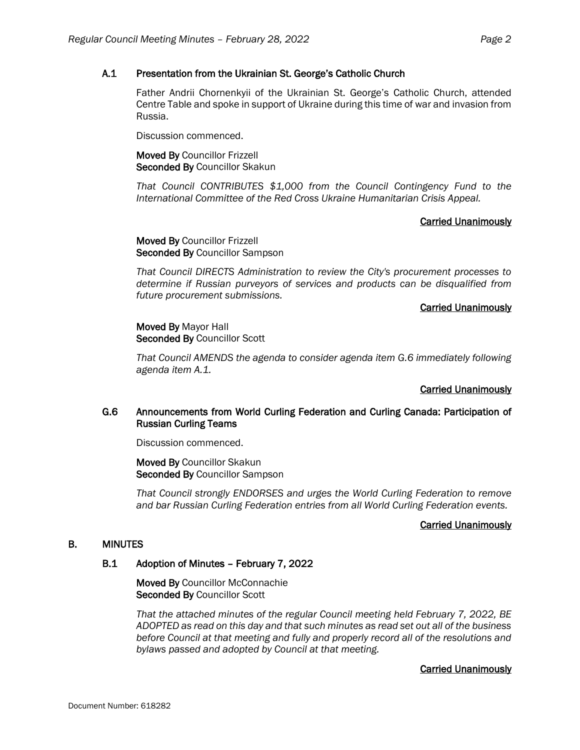### A.1 Presentation from the Ukrainian St. George's Catholic Church

Father Andrii Chornenkyii of the Ukrainian St. George's Catholic Church, attended Centre Table and spoke in support of Ukraine during this time of war and invasion from Russia.

Discussion commenced.

**Moved By** Councillor Frizzell
**Seconded By** Councillor Skakun

*That Council CONTRIBUTES $1,000 from the Council Contingency Fund to the International Committee of the Red Cross Ukraine Humanitarian Crisis Appeal.*

**Carried Unanimously**

**Moved By** Councillor Frizzell
**Seconded By** Councillor Sampson

*That Council DIRECTS Administration to review the City's procurement processes to determine if Russian purveyors of services and products can be disqualified from future procurement submissions.*

**Carried Unanimously**

**Moved By** Mayor Hall
**Seconded By** Councillor Scott

*That Council AMENDS the agenda to consider agenda item G.6 immediately following agenda item A.1.*

**Carried Unanimously**

### G.6 Announcements from World Curling Federation and Curling Canada: Participation of Russian Curling Teams

Discussion commenced.

**Moved By** Councillor Skakun
**Seconded By** Councillor Sampson

*That Council strongly ENDORSES and urges the World Curling Federation to remove and bar Russian Curling Federation entries from all World Curling Federation events.*

**Carried Unanimously**

## B. MINUTES

### B.1 Adoption of Minutes – February 7, 2022

**Moved By** Councillor McConnachie
**Seconded By** Councillor Scott

*That the attached minutes of the regular Council meeting held February 7, 2022, BE ADOPTED as read on this day and that such minutes as read set out all of the business before Council at that meeting and fully and properly record all of the resolutions and bylaws passed and adopted by Council at that meeting.*

**Carried Unanimously**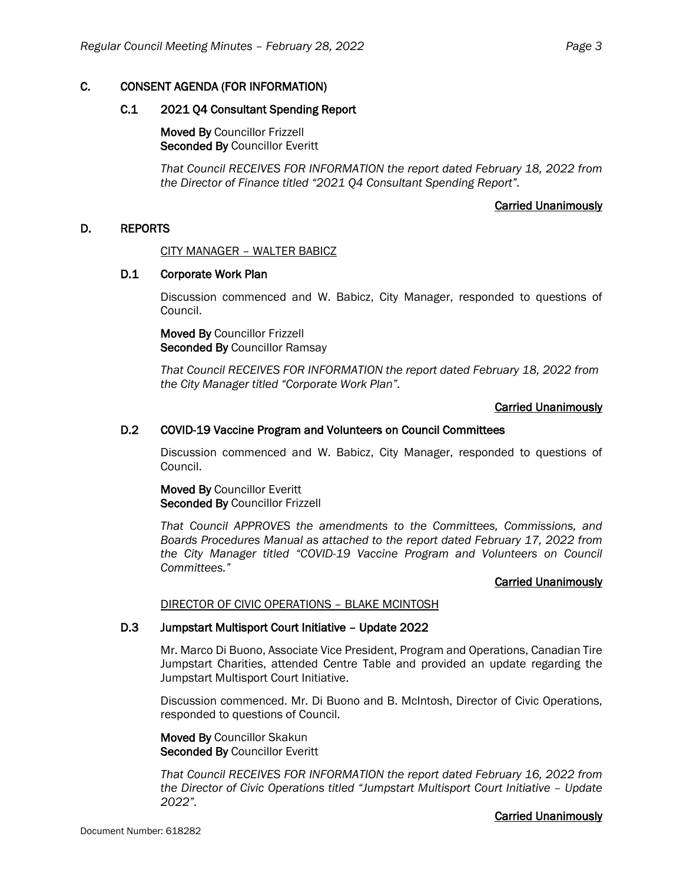## C. CONSENT AGENDA (FOR INFORMATION)

### C.1 2021 Q4 Consultant Spending Report

**Moved By** Councillor Frizzell
**Seconded By** Councillor Everitt

*That Council RECEIVES FOR INFORMATION the report dated February 18, 2022 from the Director of Finance titled "2021 Q4 Consultant Spending Report".*

**Carried Unanimously**

## D. REPORTS

CITY MANAGER – WALTER BABICZ

### D.1 Corporate Work Plan

Discussion commenced and W. Babicz, City Manager, responded to questions of Council.

**Moved By** Councillor Frizzell
**Seconded By** Councillor Ramsay

*That Council RECEIVES FOR INFORMATION the report dated February 18, 2022 from the City Manager titled "Corporate Work Plan".*

**Carried Unanimously**

### D.2 COVID-19 Vaccine Program and Volunteers on Council Committees

Discussion commenced and W. Babicz, City Manager, responded to questions of Council.

**Moved By** Councillor Everitt
**Seconded By** Councillor Frizzell

*That Council APPROVES the amendments to the Committees, Commissions, and Boards Procedures Manual as attached to the report dated February 17, 2022 from the City Manager titled "COVID-19 Vaccine Program and Volunteers on Council Committees."*

**Carried Unanimously**

DIRECTOR OF CIVIC OPERATIONS – BLAKE MCINTOSH

### D.3 Jumpstart Multisport Court Initiative – Update 2022

Mr. Marco Di Buono, Associate Vice President, Program and Operations, Canadian Tire Jumpstart Charities, attended Centre Table and provided an update regarding the Jumpstart Multisport Court Initiative.

Discussion commenced. Mr. Di Buono and B. McIntosh, Director of Civic Operations, responded to questions of Council.

**Moved By** Councillor Skakun
**Seconded By** Councillor Everitt

*That Council RECEIVES FOR INFORMATION the report dated February 16, 2022 from the Director of Civic Operations titled "Jumpstart Multisport Court Initiative – Update 2022".*

**Carried Unanimously**

Document Number: 618282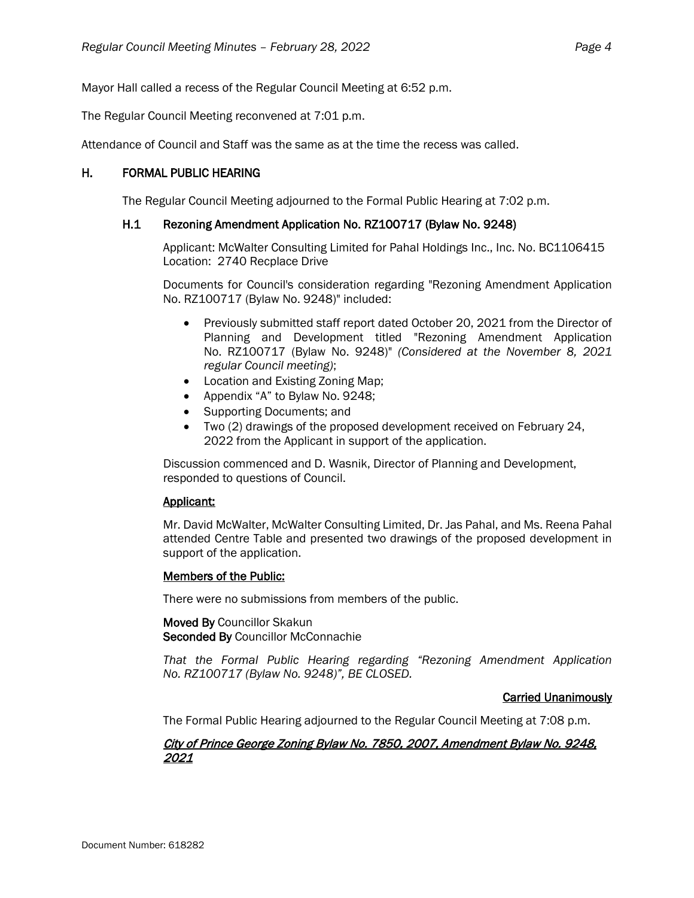Mayor Hall called a recess of the Regular Council Meeting at 6:52 p.m.

The Regular Council Meeting reconvened at 7:01 p.m.

Attendance of Council and Staff was the same as at the time the recess was called.

## H. FORMAL PUBLIC HEARING

The Regular Council Meeting adjourned to the Formal Public Hearing at 7:02 p.m.

### H.1 Rezoning Amendment Application No. RZ100717 (Bylaw No. 9248)

Applicant: McWalter Consulting Limited for Pahal Holdings Inc., Inc. No. BC1106415
Location: 2740 Recplace Drive

Documents for Council's consideration regarding "Rezoning Amendment Application No. RZ100717 (Bylaw No. 9248)" included:

- Previously submitted staff report dated October 20, 2021 from the Director of Planning and Development titled "Rezoning Amendment Application No. RZ100717 (Bylaw No. 9248)" *(Considered at the November 8, 2021 regular Council meeting)*;
- Location and Existing Zoning Map;
- Appendix "A" to Bylaw No. 9248;
- Supporting Documents; and
- Two (2) drawings of the proposed development received on February 24, 2022 from the Applicant in support of the application.

Discussion commenced and D. Wasnik, Director of Planning and Development, responded to questions of Council.

**Applicant:**

Mr. David McWalter, McWalter Consulting Limited, Dr. Jas Pahal, and Ms. Reena Pahal attended Centre Table and presented two drawings of the proposed development in support of the application.

**Members of the Public:**

There were no submissions from members of the public.

**Moved By** Councillor Skakun
**Seconded By** Councillor McConnachie

*That the Formal Public Hearing regarding "Rezoning Amendment Application No. RZ100717 (Bylaw No. 9248)", BE CLOSED.*

**Carried Unanimously**

The Formal Public Hearing adjourned to the Regular Council Meeting at 7:08 p.m.

***City of Prince George Zoning Bylaw No. 7850, 2007, Amendment Bylaw No. 9248, 2021***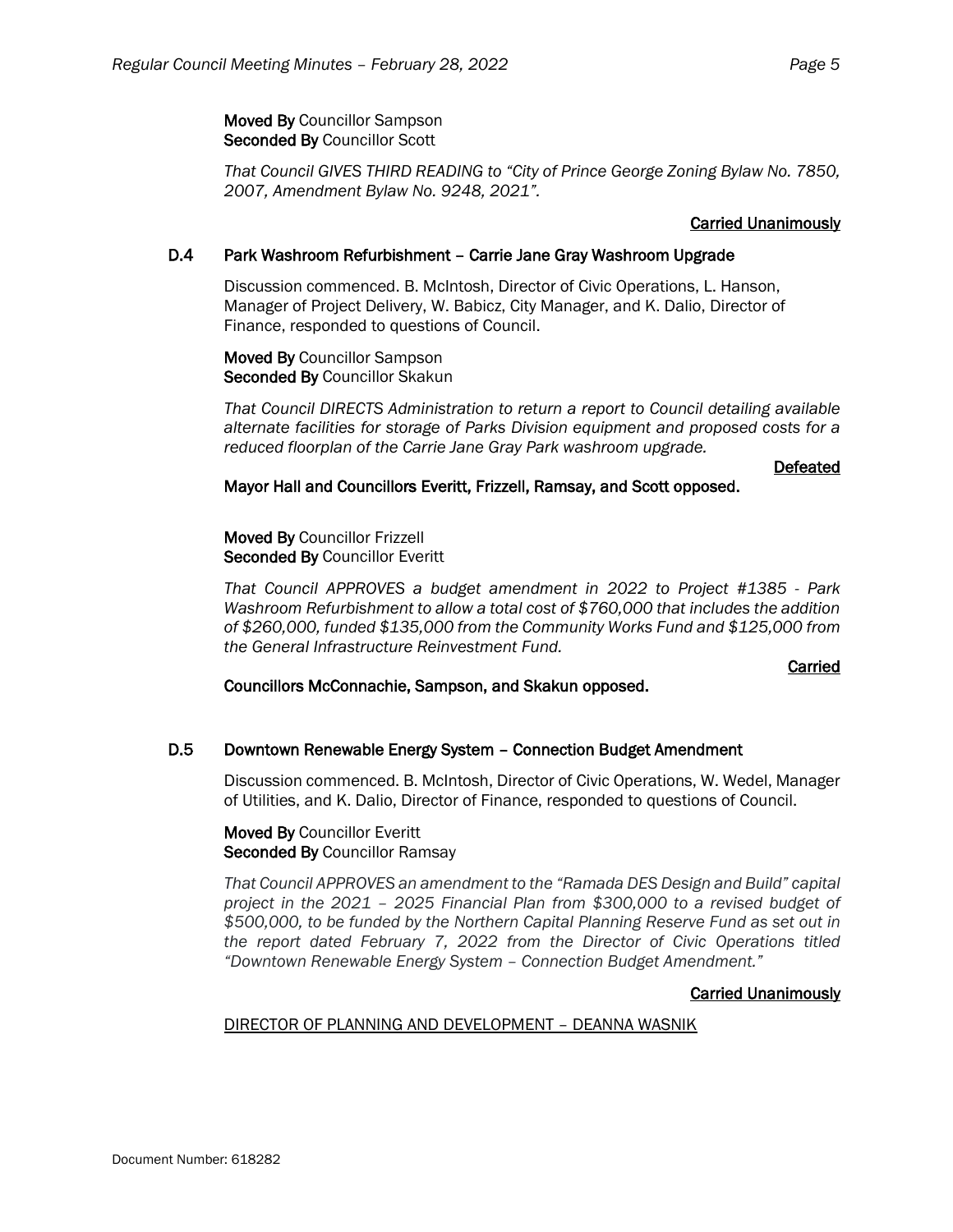**Moved By** Councillor Sampson
**Seconded By** Councillor Scott

*That Council GIVES THIRD READING to "City of Prince George Zoning Bylaw No. 7850, 2007, Amendment Bylaw No. 9248, 2021".*

**Carried Unanimously**

### D.4 Park Washroom Refurbishment – Carrie Jane Gray Washroom Upgrade

Discussion commenced. B. McIntosh, Director of Civic Operations, L. Hanson, Manager of Project Delivery, W. Babicz, City Manager, and K. Dalio, Director of Finance, responded to questions of Council.

**Moved By** Councillor Sampson
**Seconded By** Councillor Skakun

*That Council DIRECTS Administration to return a report to Council detailing available alternate facilities for storage of Parks Division equipment and proposed costs for a reduced floorplan of the Carrie Jane Gray Park washroom upgrade.*

**Defeated**

**Mayor Hall and Councillors Everitt, Frizzell, Ramsay, and Scott opposed.**

**Moved By** Councillor Frizzell
**Seconded By** Councillor Everitt

*That Council APPROVES a budget amendment in 2022 to Project #1385 - Park Washroom Refurbishment to allow a total cost of $760,000 that includes the addition of $260,000, funded $135,000 from the Community Works Fund and $125,000 from the General Infrastructure Reinvestment Fund.*

**Carried**

**Councillors McConnachie, Sampson, and Skakun opposed.**

### D.5 Downtown Renewable Energy System – Connection Budget Amendment

Discussion commenced. B. McIntosh, Director of Civic Operations, W. Wedel, Manager of Utilities, and K. Dalio, Director of Finance, responded to questions of Council.

**Moved By** Councillor Everitt
**Seconded By** Councillor Ramsay

*That Council APPROVES an amendment to the "Ramada DES Design and Build" capital project in the 2021 – 2025 Financial Plan from $300,000 to a revised budget of $500,000, to be funded by the Northern Capital Planning Reserve Fund as set out in the report dated February 7, 2022 from the Director of Civic Operations titled "Downtown Renewable Energy System – Connection Budget Amendment."*

**Carried Unanimously**

DIRECTOR OF PLANNING AND DEVELOPMENT – DEANNA WASNIK

Document Number: 618282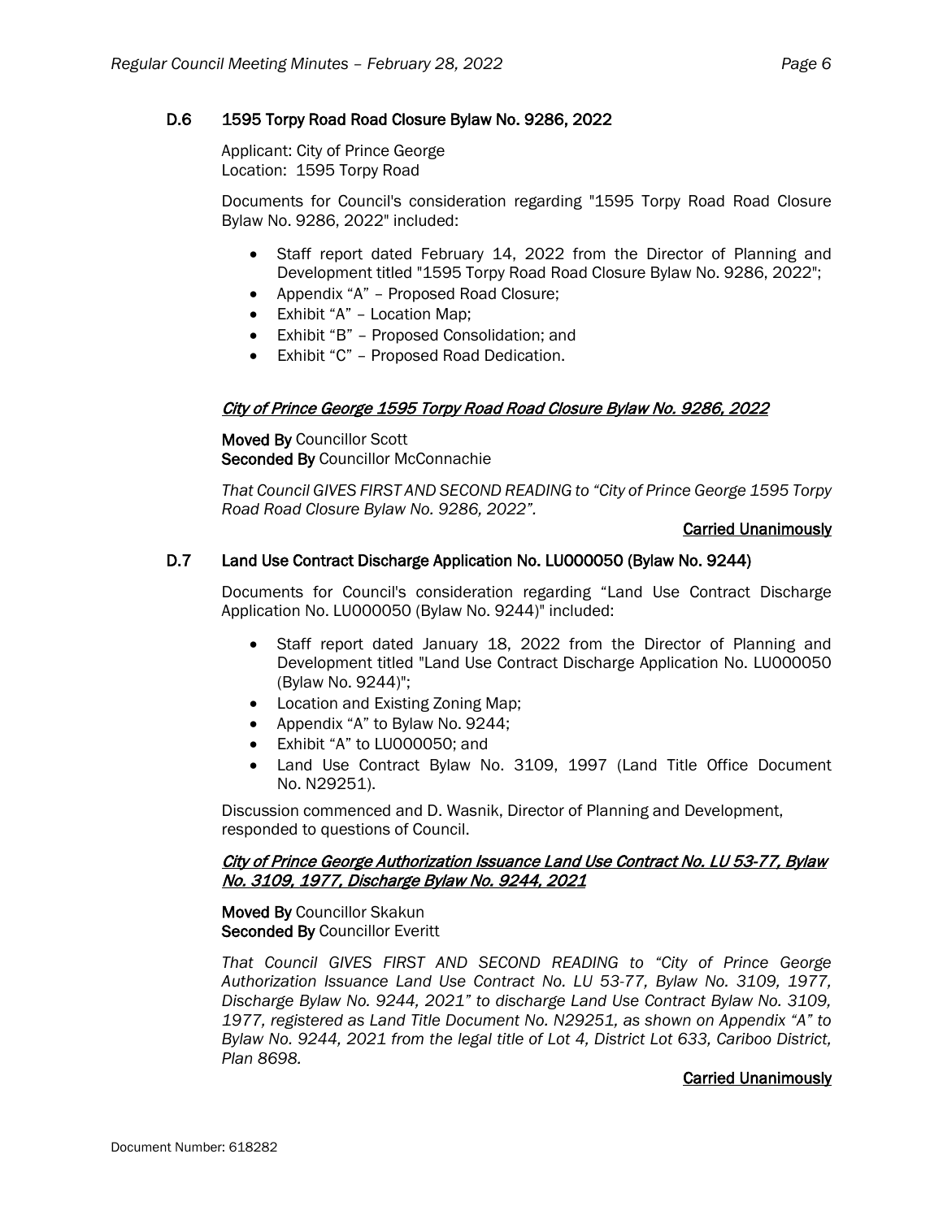### D.6 1595 Torpy Road Road Closure Bylaw No. 9286, 2022

Applicant: City of Prince George
Location: 1595 Torpy Road

Documents for Council's consideration regarding "1595 Torpy Road Road Closure Bylaw No. 9286, 2022" included:

- Staff report dated February 14, 2022 from the Director of Planning and Development titled "1595 Torpy Road Road Closure Bylaw No. 9286, 2022";
- Appendix "A" – Proposed Road Closure;
- Exhibit "A" – Location Map;
- Exhibit "B" – Proposed Consolidation; and
- Exhibit "C" – Proposed Road Dedication.

*City of Prince George 1595 Torpy Road Road Closure Bylaw No. 9286, 2022*

**Moved By** Councillor Scott
**Seconded By** Councillor McConnachie

*That Council GIVES FIRST AND SECOND READING to "City of Prince George 1595 Torpy Road Road Closure Bylaw No. 9286, 2022".*

**Carried Unanimously**

### D.7 Land Use Contract Discharge Application No. LU000050 (Bylaw No. 9244)

Documents for Council's consideration regarding "Land Use Contract Discharge Application No. LU000050 (Bylaw No. 9244)" included:

- Staff report dated January 18, 2022 from the Director of Planning and Development titled "Land Use Contract Discharge Application No. LU000050 (Bylaw No. 9244)";
- Location and Existing Zoning Map;
- Appendix "A" to Bylaw No. 9244;
- Exhibit "A" to LU000050; and
- Land Use Contract Bylaw No. 3109, 1997 (Land Title Office Document No. N29251).

Discussion commenced and D. Wasnik, Director of Planning and Development, responded to questions of Council.

*City of Prince George Authorization Issuance Land Use Contract No. LU 53-77, Bylaw No. 3109, 1977, Discharge Bylaw No. 9244, 2021*

**Moved By** Councillor Skakun
**Seconded By** Councillor Everitt

*That Council GIVES FIRST AND SECOND READING to "City of Prince George Authorization Issuance Land Use Contract No. LU 53-77, Bylaw No. 3109, 1977, Discharge Bylaw No. 9244, 2021" to discharge Land Use Contract Bylaw No. 3109, 1977, registered as Land Title Document No. N29251, as shown on Appendix "A" to Bylaw No. 9244, 2021 from the legal title of Lot 4, District Lot 633, Cariboo District, Plan 8698.*

**Carried Unanimously**

Document Number: 618282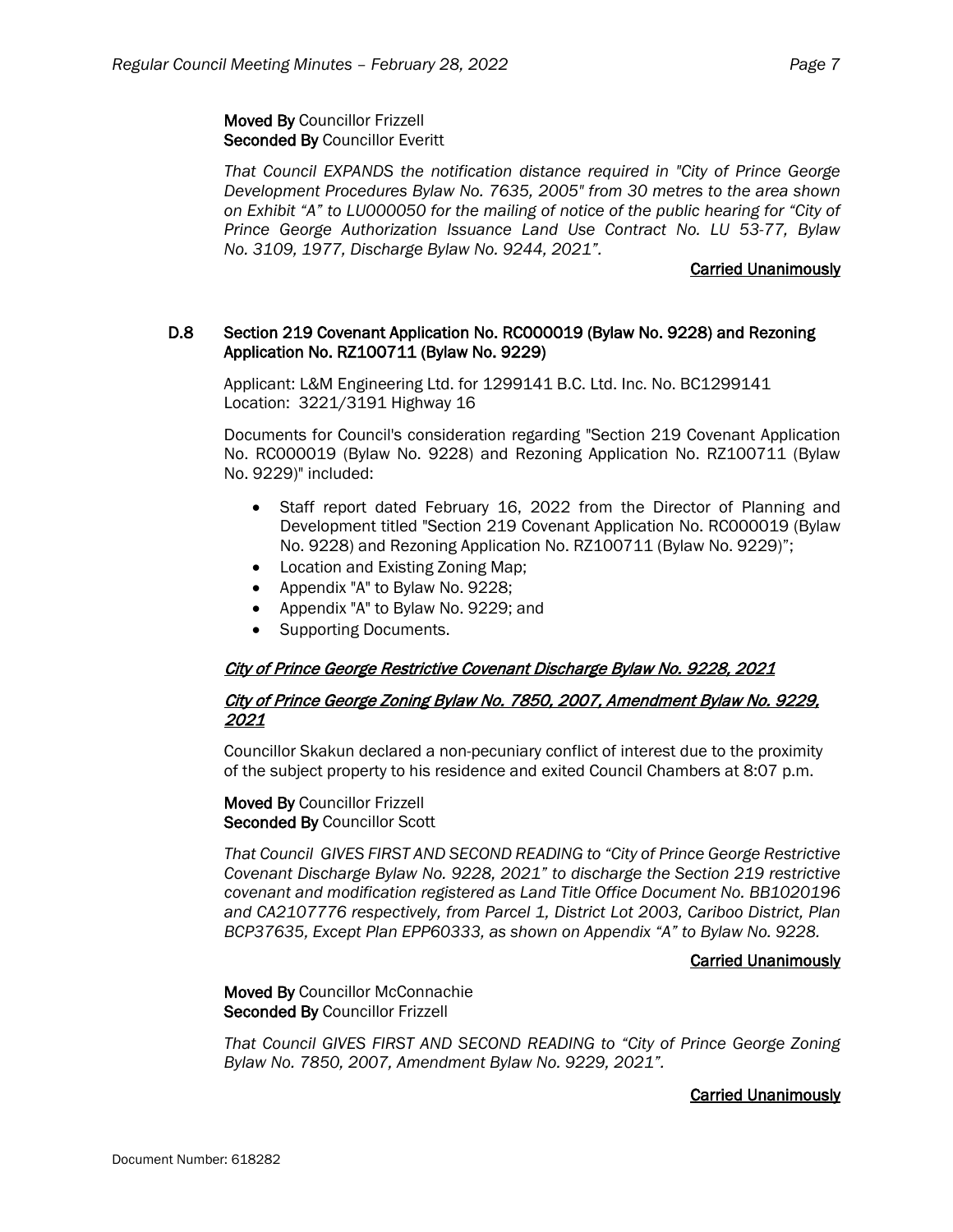**Moved By** Councillor Frizzell
**Seconded By** Councillor Everitt

*That Council EXPANDS the notification distance required in "City of Prince George Development Procedures Bylaw No. 7635, 2005" from 30 metres to the area shown on Exhibit "A" to LU000050 for the mailing of notice of the public hearing for "City of Prince George Authorization Issuance Land Use Contract No. LU 53-77, Bylaw No. 3109, 1977, Discharge Bylaw No. 9244, 2021".*

**Carried Unanimously**

### D.8 Section 219 Covenant Application No. RC000019 (Bylaw No. 9228) and Rezoning Application No. RZ100711 (Bylaw No. 9229)

Applicant: L&M Engineering Ltd. for 1299141 B.C. Ltd. Inc. No. BC1299141
Location: 3221/3191 Highway 16

Documents for Council's consideration regarding "Section 219 Covenant Application No. RC000019 (Bylaw No. 9228) and Rezoning Application No. RZ100711 (Bylaw No. 9229)" included:

- Staff report dated February 16, 2022 from the Director of Planning and Development titled "Section 219 Covenant Application No. RC000019 (Bylaw No. 9228) and Rezoning Application No. RZ100711 (Bylaw No. 9229)";
- Location and Existing Zoning Map;
- Appendix "A" to Bylaw No. 9228;
- Appendix "A" to Bylaw No. 9229; and
- Supporting Documents.

***City of Prince George Restrictive Covenant Discharge Bylaw No. 9228, 2021***

***City of Prince George Zoning Bylaw No. 7850, 2007, Amendment Bylaw No. 9229, 2021***

Councillor Skakun declared a non-pecuniary conflict of interest due to the proximity of the subject property to his residence and exited Council Chambers at 8:07 p.m.

**Moved By** Councillor Frizzell
**Seconded By** Councillor Scott

*That Council GIVES FIRST AND SECOND READING to "City of Prince George Restrictive Covenant Discharge Bylaw No. 9228, 2021" to discharge the Section 219 restrictive covenant and modification registered as Land Title Office Document No. BB1020196 and CA2107776 respectively, from Parcel 1, District Lot 2003, Cariboo District, Plan BCP37635, Except Plan EPP60333, as shown on Appendix "A" to Bylaw No. 9228.*

**Carried Unanimously**

**Moved By** Councillor McConnachie
**Seconded By** Councillor Frizzell

*That Council GIVES FIRST AND SECOND READING to "City of Prince George Zoning Bylaw No. 7850, 2007, Amendment Bylaw No. 9229, 2021".*

**Carried Unanimously**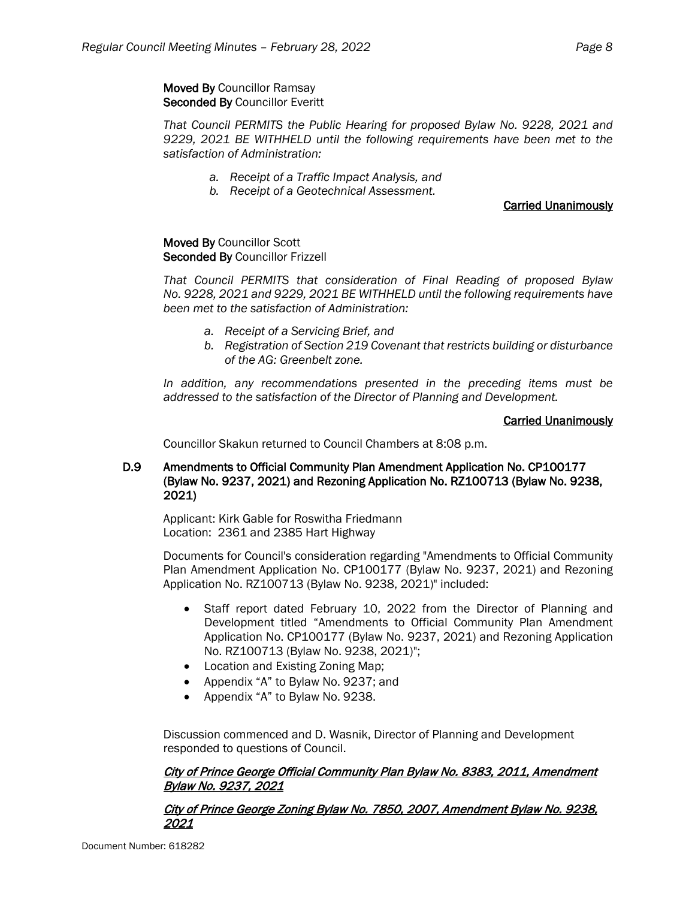**Moved By** Councillor Ramsay
**Seconded By** Councillor Everitt

*That Council PERMITS the Public Hearing for proposed Bylaw No. 9228, 2021 and 9229, 2021 BE WITHHELD until the following requirements have been met to the satisfaction of Administration:*

- *a. Receipt of a Traffic Impact Analysis, and*
- *b. Receipt of a Geotechnical Assessment.*

**Carried Unanimously**

**Moved By** Councillor Scott
**Seconded By** Councillor Frizzell

*That Council PERMITS that consideration of Final Reading of proposed Bylaw No. 9228, 2021 and 9229, 2021 BE WITHHELD until the following requirements have been met to the satisfaction of Administration:*

- *a. Receipt of a Servicing Brief, and*
- *b. Registration of Section 219 Covenant that restricts building or disturbance of the AG: Greenbelt zone.*

*In addition, any recommendations presented in the preceding items must be addressed to the satisfaction of the Director of Planning and Development.*

**Carried Unanimously**

Councillor Skakun returned to Council Chambers at 8:08 p.m.

### D.9 Amendments to Official Community Plan Amendment Application No. CP100177 (Bylaw No. 9237, 2021) and Rezoning Application No. RZ100713 (Bylaw No. 9238, 2021)

Applicant: Kirk Gable for Roswitha Friedmann
Location: 2361 and 2385 Hart Highway

Documents for Council's consideration regarding "Amendments to Official Community Plan Amendment Application No. CP100177 (Bylaw No. 9237, 2021) and Rezoning Application No. RZ100713 (Bylaw No. 9238, 2021)" included:

- Staff report dated February 10, 2022 from the Director of Planning and Development titled "Amendments to Official Community Plan Amendment Application No. CP100177 (Bylaw No. 9237, 2021) and Rezoning Application No. RZ100713 (Bylaw No. 9238, 2021)";
- Location and Existing Zoning Map;
- Appendix "A" to Bylaw No. 9237; and
- Appendix "A" to Bylaw No. 9238.

Discussion commenced and D. Wasnik, Director of Planning and Development responded to questions of Council.

***City of Prince George Official Community Plan Bylaw No. 8383, 2011, Amendment Bylaw No. 9237, 2021***

***City of Prince George Zoning Bylaw No. 7850, 2007, Amendment Bylaw No. 9238, 2021***

Document Number: 618282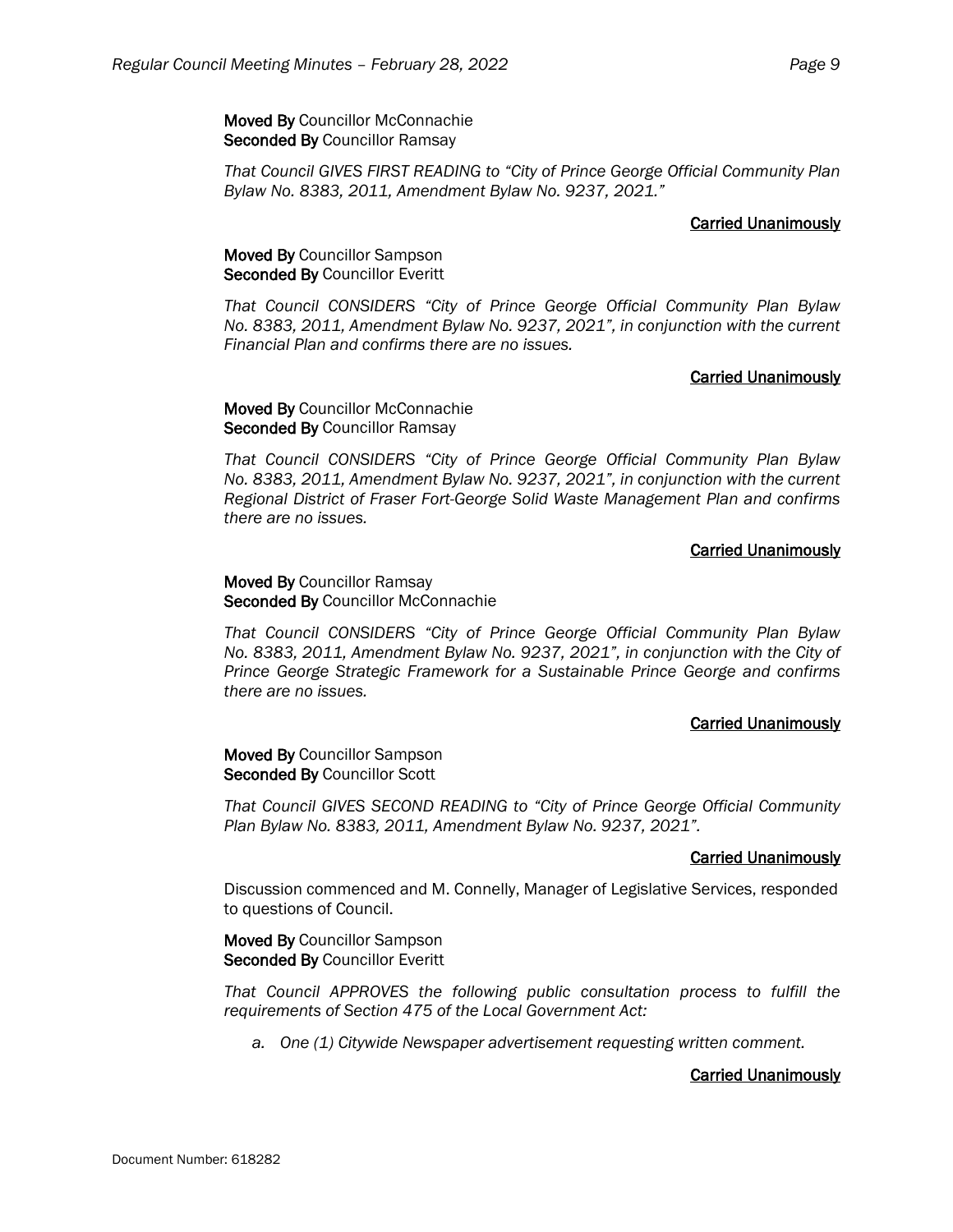**Moved By** Councillor McConnachie
**Seconded By** Councillor Ramsay

*That Council GIVES FIRST READING to "City of Prince George Official Community Plan Bylaw No. 8383, 2011, Amendment Bylaw No. 9237, 2021."*

**Carried Unanimously**

**Moved By** Councillor Sampson
**Seconded By** Councillor Everitt

*That Council CONSIDERS "City of Prince George Official Community Plan Bylaw No. 8383, 2011, Amendment Bylaw No. 9237, 2021", in conjunction with the current Financial Plan and confirms there are no issues.*

**Carried Unanimously**

**Moved By** Councillor McConnachie
**Seconded By** Councillor Ramsay

*That Council CONSIDERS "City of Prince George Official Community Plan Bylaw No. 8383, 2011, Amendment Bylaw No. 9237, 2021", in conjunction with the current Regional District of Fraser Fort-George Solid Waste Management Plan and confirms there are no issues.*

**Carried Unanimously**

**Moved By** Councillor Ramsay
**Seconded By** Councillor McConnachie

*That Council CONSIDERS "City of Prince George Official Community Plan Bylaw No. 8383, 2011, Amendment Bylaw No. 9237, 2021", in conjunction with the City of Prince George Strategic Framework for a Sustainable Prince George and confirms there are no issues.*

**Carried Unanimously**

**Moved By** Councillor Sampson
**Seconded By** Councillor Scott

*That Council GIVES SECOND READING to "City of Prince George Official Community Plan Bylaw No. 8383, 2011, Amendment Bylaw No. 9237, 2021".*

**Carried Unanimously**

Discussion commenced and M. Connelly, Manager of Legislative Services, responded to questions of Council.

**Moved By** Councillor Sampson
**Seconded By** Councillor Everitt

*That Council APPROVES the following public consultation process to fulfill the requirements of Section 475 of the Local Government Act:*

*a. One (1) Citywide Newspaper advertisement requesting written comment.*

**Carried Unanimously**

Document Number: 618282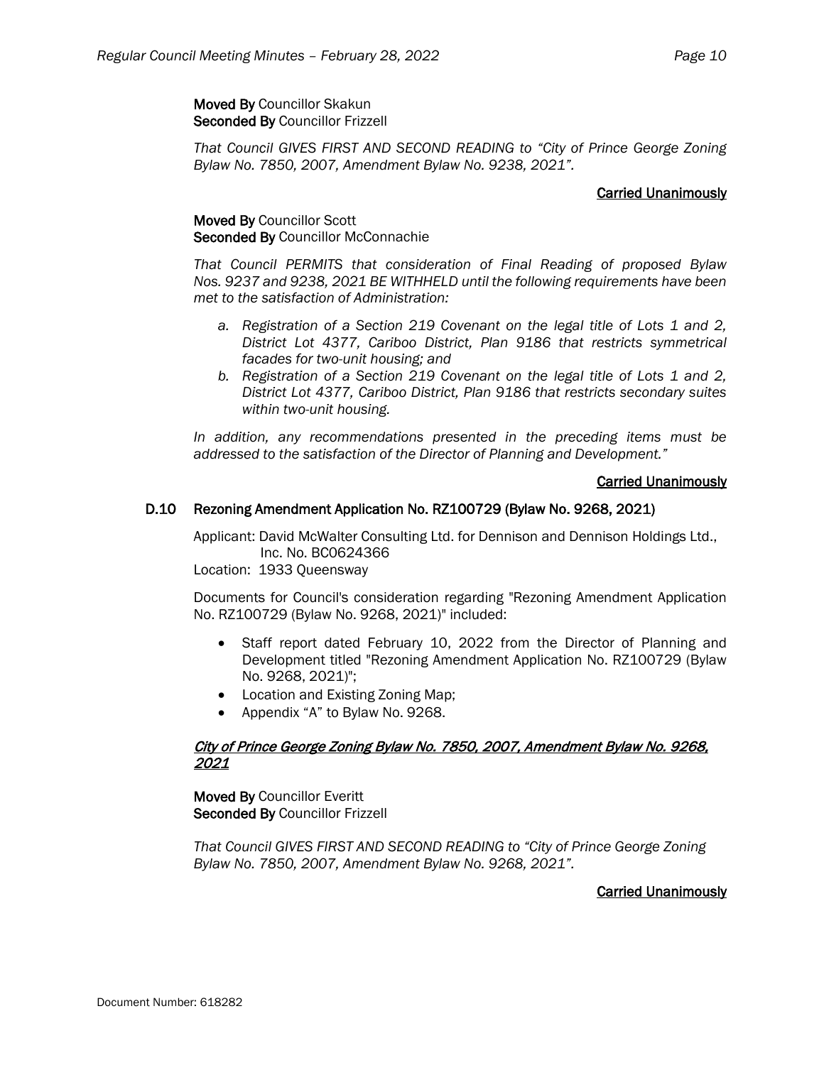**Moved By** Councillor Skakun
**Seconded By** Councillor Frizzell

*That Council GIVES FIRST AND SECOND READING to "City of Prince George Zoning Bylaw No. 7850, 2007, Amendment Bylaw No. 9238, 2021".*

**Carried Unanimously**

**Moved By** Councillor Scott
**Seconded By** Councillor McConnachie

*That Council PERMITS that consideration of Final Reading of proposed Bylaw Nos. 9237 and 9238, 2021 BE WITHHELD until the following requirements have been met to the satisfaction of Administration:*

*a. Registration of a Section 219 Covenant on the legal title of Lots 1 and 2, District Lot 4377, Cariboo District, Plan 9186 that restricts symmetrical facades for two-unit housing; and*
*b. Registration of a Section 219 Covenant on the legal title of Lots 1 and 2, District Lot 4377, Cariboo District, Plan 9186 that restricts secondary suites within two-unit housing.*

*In addition, any recommendations presented in the preceding items must be addressed to the satisfaction of the Director of Planning and Development."*

**Carried Unanimously**

## D.10 Rezoning Amendment Application No. RZ100729 (Bylaw No. 9268, 2021)

Applicant: David McWalter Consulting Ltd. for Dennison and Dennison Holdings Ltd., Inc. No. BC0624366
Location: 1933 Queensway

Documents for Council's consideration regarding "Rezoning Amendment Application No. RZ100729 (Bylaw No. 9268, 2021)" included:

- Staff report dated February 10, 2022 from the Director of Planning and Development titled "Rezoning Amendment Application No. RZ100729 (Bylaw No. 9268, 2021)";
- Location and Existing Zoning Map;
- Appendix "A" to Bylaw No. 9268.

***City of Prince George Zoning Bylaw No. 7850, 2007, Amendment Bylaw No. 9268, 2021***

**Moved By** Councillor Everitt
**Seconded By** Councillor Frizzell

*That Council GIVES FIRST AND SECOND READING to "City of Prince George Zoning Bylaw No. 7850, 2007, Amendment Bylaw No. 9268, 2021".*

**Carried Unanimously**

Document Number: 618282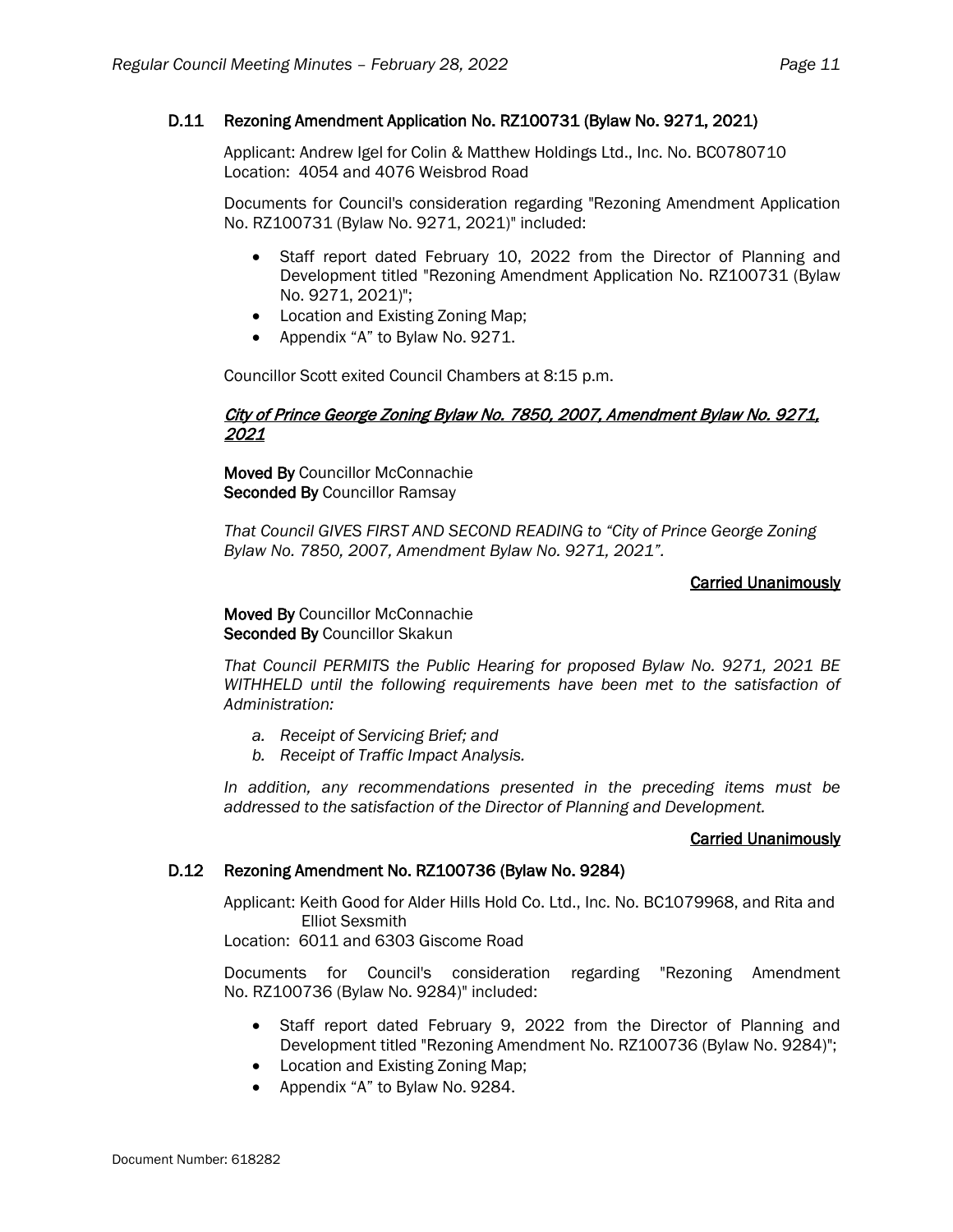### D.11 Rezoning Amendment Application No. RZ100731 (Bylaw No. 9271, 2021)

Applicant: Andrew Igel for Colin & Matthew Holdings Ltd., Inc. No. BC0780710
Location: 4054 and 4076 Weisbrod Road

Documents for Council's consideration regarding "Rezoning Amendment Application No. RZ100731 (Bylaw No. 9271, 2021)" included:

- Staff report dated February 10, 2022 from the Director of Planning and Development titled "Rezoning Amendment Application No. RZ100731 (Bylaw No. 9271, 2021)";
- Location and Existing Zoning Map;
- Appendix "A" to Bylaw No. 9271.

Councillor Scott exited Council Chambers at 8:15 p.m.

***City of Prince George Zoning Bylaw No. 7850, 2007, Amendment Bylaw No. 9271, 2021***

**Moved By** Councillor McConnachie
**Seconded By** Councillor Ramsay

*That Council GIVES FIRST AND SECOND READING to "City of Prince George Zoning Bylaw No. 7850, 2007, Amendment Bylaw No. 9271, 2021".*

**Carried Unanimously**

**Moved By** Councillor McConnachie
**Seconded By** Councillor Skakun

*That Council PERMITS the Public Hearing for proposed Bylaw No. 9271, 2021 BE WITHHELD until the following requirements have been met to the satisfaction of Administration:*

*a. Receipt of Servicing Brief; and*
*b. Receipt of Traffic Impact Analysis.*

*In addition, any recommendations presented in the preceding items must be addressed to the satisfaction of the Director of Planning and Development.*

**Carried Unanimously**

### D.12 Rezoning Amendment No. RZ100736 (Bylaw No. 9284)

Applicant: Keith Good for Alder Hills Hold Co. Ltd., Inc. No. BC1079968, and Rita and Elliot Sexsmith
Location: 6011 and 6303 Giscome Road

Documents for Council's consideration regarding "Rezoning Amendment No. RZ100736 (Bylaw No. 9284)" included:

- Staff report dated February 9, 2022 from the Director of Planning and Development titled "Rezoning Amendment No. RZ100736 (Bylaw No. 9284)";
- Location and Existing Zoning Map;
- Appendix "A" to Bylaw No. 9284.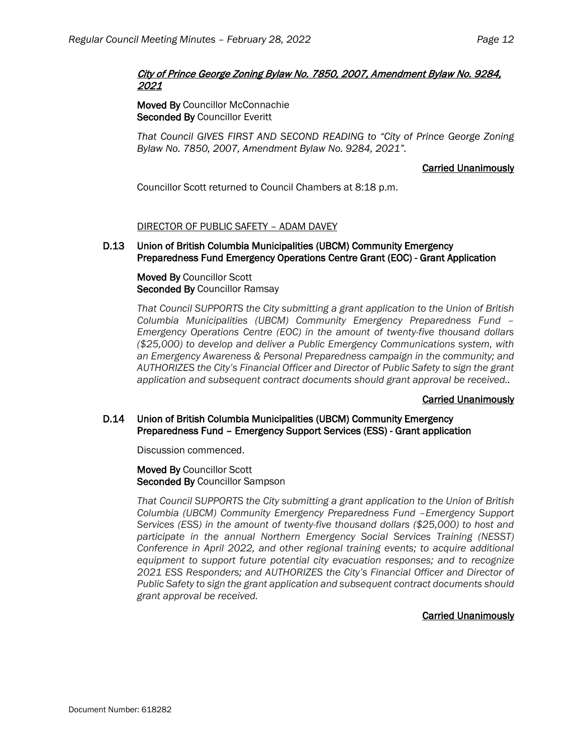***City of Prince George Zoning Bylaw No. 7850, 2007, Amendment Bylaw No. 9284, 2021***

**Moved By** Councillor McConnachie
**Seconded By** Councillor Everitt

*That Council GIVES FIRST AND SECOND READING to "City of Prince George Zoning Bylaw No. 7850, 2007, Amendment Bylaw No. 9284, 2021".*

**Carried Unanimously**

Councillor Scott returned to Council Chambers at 8:18 p.m.

DIRECTOR OF PUBLIC SAFETY – ADAM DAVEY

### D.13 Union of British Columbia Municipalities (UBCM) Community Emergency Preparedness Fund Emergency Operations Centre Grant (EOC) - Grant Application

**Moved By** Councillor Scott
**Seconded By** Councillor Ramsay

*That Council SUPPORTS the City submitting a grant application to the Union of British Columbia Municipalities (UBCM) Community Emergency Preparedness Fund – Emergency Operations Centre (EOC) in the amount of twenty-five thousand dollars ($25,000) to develop and deliver a Public Emergency Communications system, with an Emergency Awareness & Personal Preparedness campaign in the community; and AUTHORIZES the City's Financial Officer and Director of Public Safety to sign the grant application and subsequent contract documents should grant approval be received..*

**Carried Unanimously**

### D.14 Union of British Columbia Municipalities (UBCM) Community Emergency Preparedness Fund – Emergency Support Services (ESS) - Grant application

Discussion commenced.

**Moved By** Councillor Scott
**Seconded By** Councillor Sampson

*That Council SUPPORTS the City submitting a grant application to the Union of British Columbia (UBCM) Community Emergency Preparedness Fund –Emergency Support Services (ESS) in the amount of twenty-five thousand dollars ($25,000) to host and participate in the annual Northern Emergency Social Services Training (NESST) Conference in April 2022, and other regional training events; to acquire additional equipment to support future potential city evacuation responses; and to recognize 2021 ESS Responders; and AUTHORIZES the City's Financial Officer and Director of Public Safety to sign the grant application and subsequent contract documents should grant approval be received.*

**Carried Unanimously**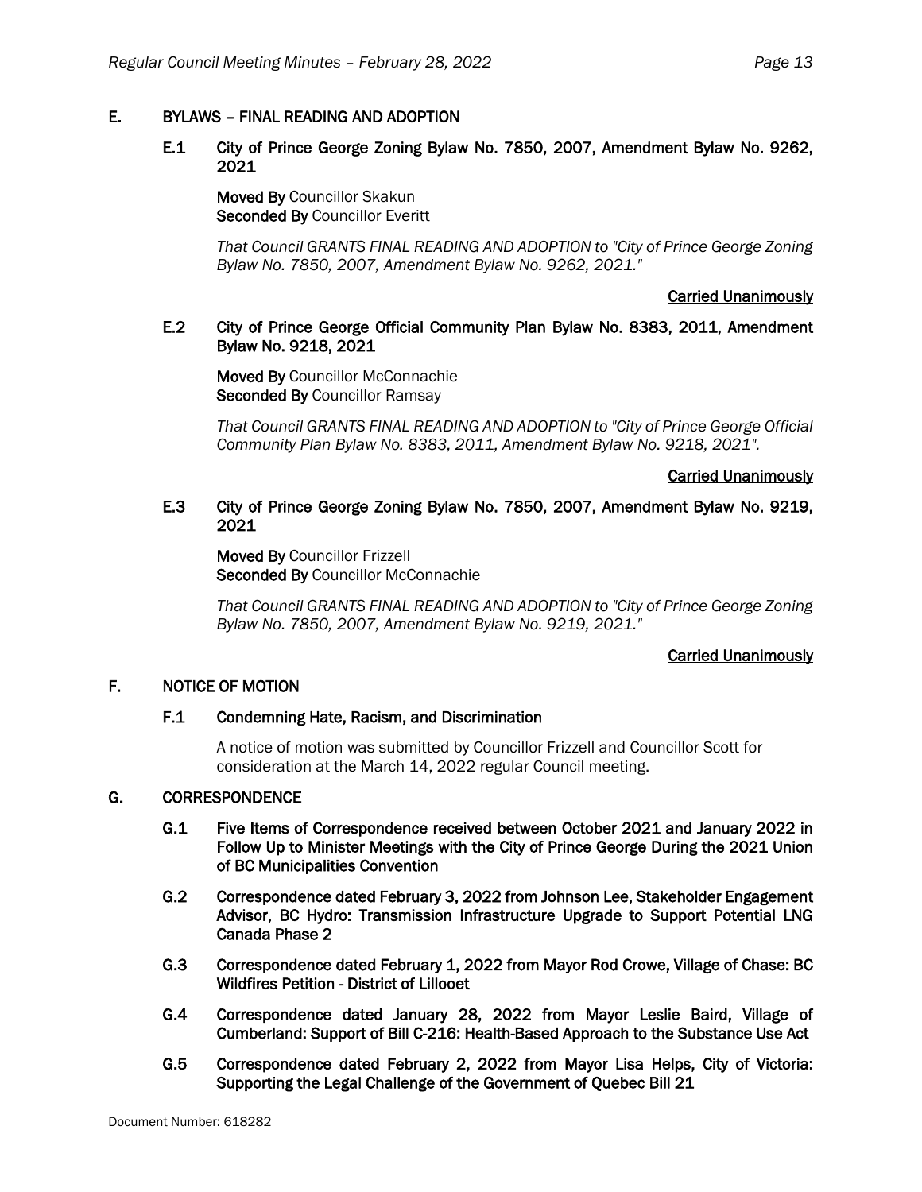## E. BYLAWS – FINAL READING AND ADOPTION

### E.1 City of Prince George Zoning Bylaw No. 7850, 2007, Amendment Bylaw No. 9262, 2021

**Moved By** Councillor Skakun
**Seconded By** Councillor Everitt

*That Council GRANTS FINAL READING AND ADOPTION to "City of Prince George Zoning Bylaw No. 7850, 2007, Amendment Bylaw No. 9262, 2021."*

**Carried Unanimously**

### E.2 City of Prince George Official Community Plan Bylaw No. 8383, 2011, Amendment Bylaw No. 9218, 2021

**Moved By** Councillor McConnachie
**Seconded By** Councillor Ramsay

*That Council GRANTS FINAL READING AND ADOPTION to "City of Prince George Official Community Plan Bylaw No. 8383, 2011, Amendment Bylaw No. 9218, 2021".*

**Carried Unanimously**

### E.3 City of Prince George Zoning Bylaw No. 7850, 2007, Amendment Bylaw No. 9219, 2021

**Moved By** Councillor Frizzell
**Seconded By** Councillor McConnachie

*That Council GRANTS FINAL READING AND ADOPTION to "City of Prince George Zoning Bylaw No. 7850, 2007, Amendment Bylaw No. 9219, 2021."*

**Carried Unanimously**

## F. NOTICE OF MOTION

### F.1 Condemning Hate, Racism, and Discrimination

A notice of motion was submitted by Councillor Frizzell and Councillor Scott for consideration at the March 14, 2022 regular Council meeting.

## G. CORRESPONDENCE

### G.1 Five Items of Correspondence received between October 2021 and January 2022 in Follow Up to Minister Meetings with the City of Prince George During the 2021 Union of BC Municipalities Convention

### G.2 Correspondence dated February 3, 2022 from Johnson Lee, Stakeholder Engagement Advisor, BC Hydro: Transmission Infrastructure Upgrade to Support Potential LNG Canada Phase 2

### G.3 Correspondence dated February 1, 2022 from Mayor Rod Crowe, Village of Chase: BC Wildfires Petition - District of Lillooet

### G.4 Correspondence dated January 28, 2022 from Mayor Leslie Baird, Village of Cumberland: Support of Bill C-216: Health-Based Approach to the Substance Use Act

### G.5 Correspondence dated February 2, 2022 from Mayor Lisa Helps, City of Victoria: Supporting the Legal Challenge of the Government of Quebec Bill 21

Document Number: 618282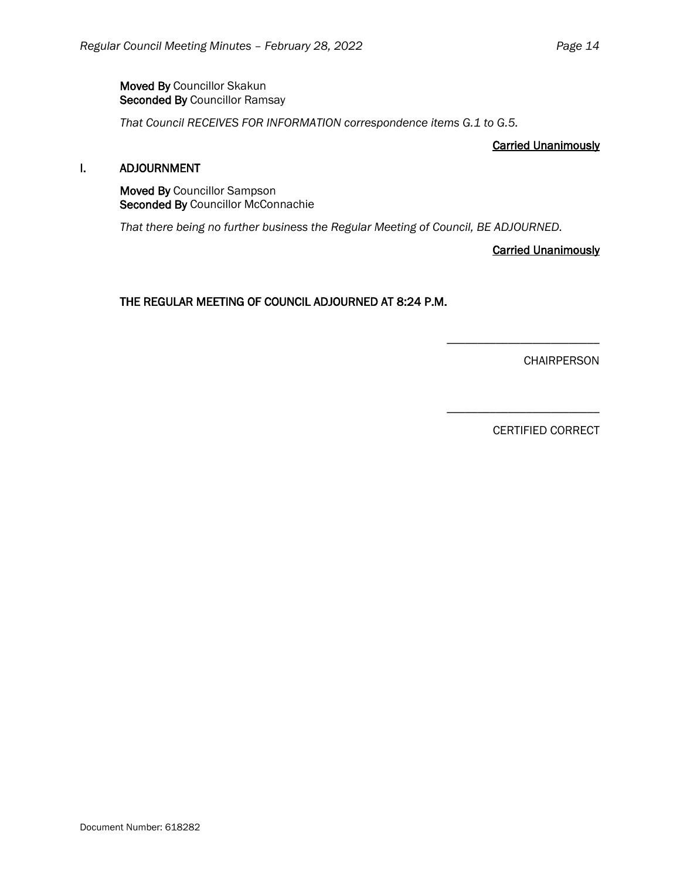**Moved By** Councillor Skakun
**Seconded By** Councillor Ramsay

*That Council RECEIVES FOR INFORMATION correspondence items G.1 to G.5.*

**Carried Unanimously**

## I. ADJOURNMENT

**Moved By** Councillor Sampson
**Seconded By** Councillor McConnachie

*That there being no further business the Regular Meeting of Council, BE ADJOURNED.*

**Carried Unanimously**

**THE REGULAR MEETING OF COUNCIL ADJOURNED AT 8:24 P.M.**

\_\_\_\_\_\_\_\_\_\_\_\_\_\_\_\_\_\_\_\_\_\_\_\_\_

CHAIRPERSON

\_\_\_\_\_\_\_\_\_\_\_\_\_\_\_\_\_\_\_\_\_\_\_\_\_

CERTIFIED CORRECT

Document Number: 618282